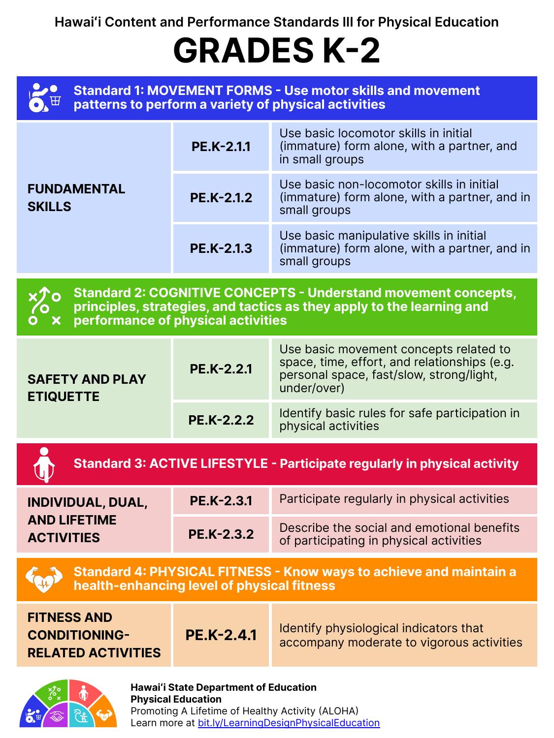Hawaiʻi Content and Performance Standards III for Physical Education

# GRADES K-2

## Standard 1: MOVEMENT FORMS - Use motor skills and movement patterns to perform a variety of physical activities

| | | |
|---|---|---|
| **FUNDAMENTAL SKILLS** | **PE.K-2.1.1** | Use basic locomotor skills in initial (immature) form alone, with a partner, and in small groups |
| | **PE.K-2.1.2** | Use basic non-locomotor skills in initial (immature) form alone, with a partner, and in small groups |
| | **PE.K-2.1.3** | Use basic manipulative skills in initial (immature) form alone, with a partner, and in small groups |

## Standard 2: COGNITIVE CONCEPTS - Understand movement concepts, principles, strategies, and tactics as they apply to the learning and performance of physical activities

| | | |
|---|---|---|
| **SAFETY AND PLAY ETIQUETTE** | **PE.K-2.2.1** | Use basic movement concepts related to space, time, effort, and relationships (e.g. personal space, fast/slow, strong/light, under/over) |
| | **PE.K-2.2.2** | Identify basic rules for safe participation in physical activities |

## Standard 3: ACTIVE LIFESTYLE - Participate regularly in physical activity

| | | |
|---|---|---|
| **INDIVIDUAL, DUAL, AND LIFETIME ACTIVITIES** | **PE.K-2.3.1** | Participate regularly in physical activities |
| | **PE.K-2.3.2** | Describe the social and emotional benefits of participating in physical activities |

## Standard 4: PHYSICAL FITNESS - Know ways to achieve and maintain a health-enhancing level of physical fitness

| | | |
|---|---|---|
| **FITNESS AND CONDITIONING-RELATED ACTIVITIES** | **PE.K-2.4.1** | Identify physiological indicators that accompany moderate to vigorous activities |

**Hawaiʻi State Department of Education**
**Physical Education**
Promoting A Lifetime of Healthy Activity (ALOHA)
Learn more at bit.ly/LearningDesignPhysicalEducation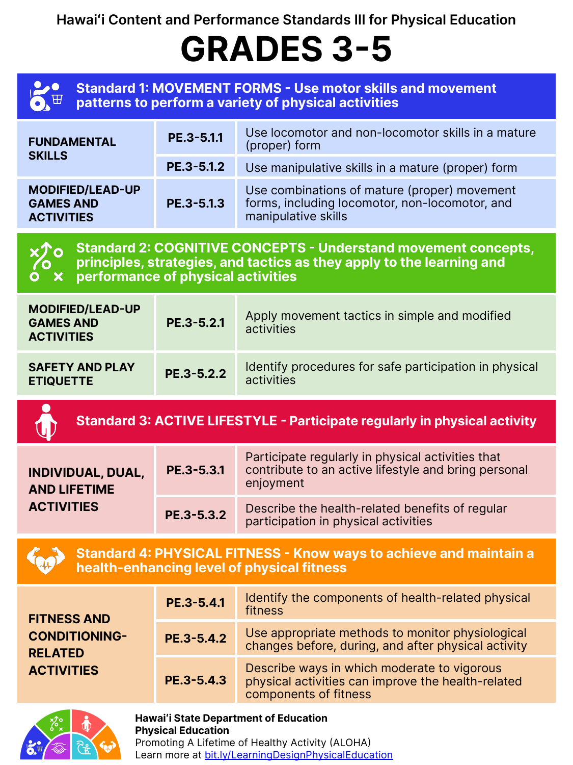Hawaiʻi Content and Performance Standards III for Physical Education

# GRADES 3-5

## Standard 1: MOVEMENT FORMS - Use motor skills and movement patterns to perform a variety of physical activities

| | | |
|---|---|---|
| **FUNDAMENTAL SKILLS** | **PE.3-5.1.1** | Use locomotor and non-locomotor skills in a mature (proper) form |
| | **PE.3-5.1.2** | Use manipulative skills in a mature (proper) form |
| **MODIFIED/LEAD-UP GAMES AND ACTIVITIES** | **PE.3-5.1.3** | Use combinations of mature (proper) movement forms, including locomotor, non-locomotor, and manipulative skills |

## Standard 2: COGNITIVE CONCEPTS - Understand movement concepts, principles, strategies, and tactics as they apply to the learning and performance of physical activities

| | | |
|---|---|---|
| **MODIFIED/LEAD-UP GAMES AND ACTIVITIES** | **PE.3-5.2.1** | Apply movement tactics in simple and modified activities |
| **SAFETY AND PLAY ETIQUETTE** | **PE.3-5.2.2** | Identify procedures for safe participation in physical activities |

## Standard 3: ACTIVE LIFESTYLE - Participate regularly in physical activity

| | | |
|---|---|---|
| **INDIVIDUAL, DUAL, AND LIFETIME ACTIVITIES** | **PE.3-5.3.1** | Participate regularly in physical activities that contribute to an active lifestyle and bring personal enjoyment |
| | **PE.3-5.3.2** | Describe the health-related benefits of regular participation in physical activities |

## Standard 4: PHYSICAL FITNESS - Know ways to achieve and maintain a health-enhancing level of physical fitness

| | | |
|---|---|---|
| **FITNESS AND CONDITIONING-RELATED ACTIVITIES** | **PE.3-5.4.1** | Identify the components of health-related physical fitness |
| | **PE.3-5.4.2** | Use appropriate methods to monitor physiological changes before, during, and after physical activity |
| | **PE.3-5.4.3** | Describe ways in which moderate to vigorous physical activities can improve the health-related components of fitness |

**Hawaiʻi State Department of Education**
**Physical Education**
Promoting A Lifetime of Healthy Activity (ALOHA)
Learn more at bit.ly/LearningDesignPhysicalEducation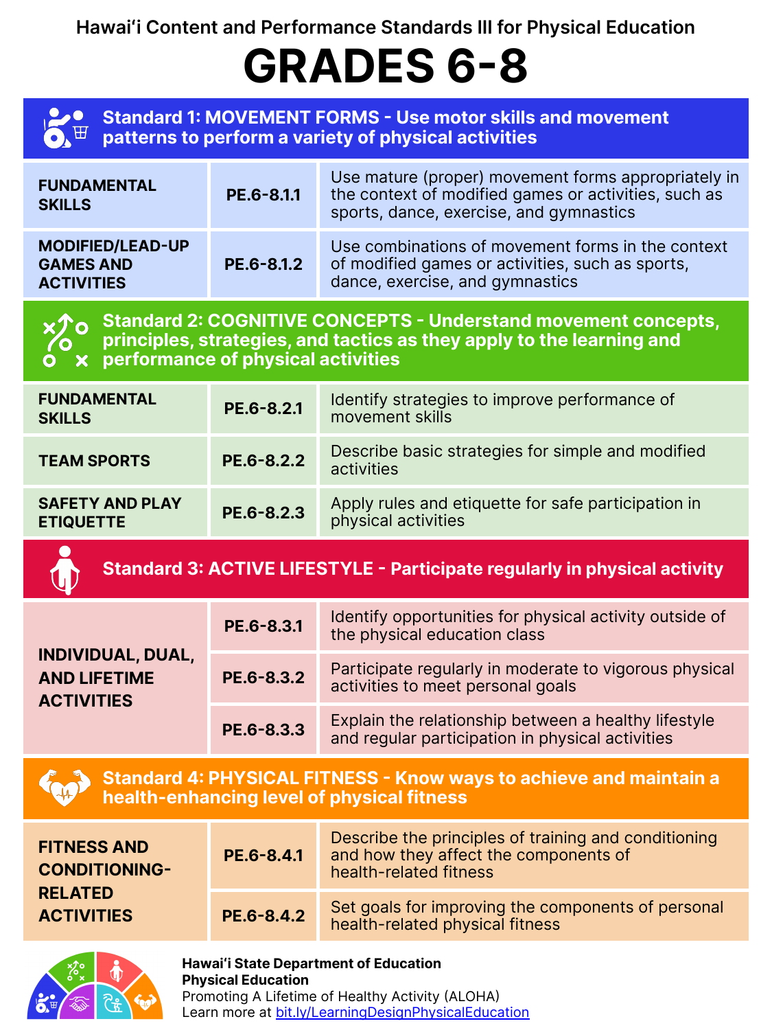Hawaiʻi Content and Performance Standards III for Physical Education

# GRADES 6-8

## Standard 1: MOVEMENT FORMS - Use motor skills and movement patterns to perform a variety of physical activities

| | | |
|---|---|---|
| **FUNDAMENTAL SKILLS** | **PE.6-8.1.1** | Use mature (proper) movement forms appropriately in the context of modified games or activities, such as sports, dance, exercise, and gymnastics |
| **MODIFIED/LEAD-UP GAMES AND ACTIVITIES** | **PE.6-8.1.2** | Use combinations of movement forms in the context of modified games or activities, such as sports, dance, exercise, and gymnastics |

## Standard 2: COGNITIVE CONCEPTS - Understand movement concepts, principles, strategies, and tactics as they apply to the learning and performance of physical activities

| | | |
|---|---|---|
| **FUNDAMENTAL SKILLS** | **PE.6-8.2.1** | Identify strategies to improve performance of movement skills |
| **TEAM SPORTS** | **PE.6-8.2.2** | Describe basic strategies for simple and modified activities |
| **SAFETY AND PLAY ETIQUETTE** | **PE.6-8.2.3** | Apply rules and etiquette for safe participation in physical activities |

## Standard 3: ACTIVE LIFESTYLE - Participate regularly in physical activity

| | | |
|---|---|---|
| **INDIVIDUAL, DUAL, AND LIFETIME ACTIVITIES** | **PE.6-8.3.1** | Identify opportunities for physical activity outside of the physical education class |
| | **PE.6-8.3.2** | Participate regularly in moderate to vigorous physical activities to meet personal goals |
| | **PE.6-8.3.3** | Explain the relationship between a healthy lifestyle and regular participation in physical activities |

## Standard 4: PHYSICAL FITNESS - Know ways to achieve and maintain a health-enhancing level of physical fitness

| | | |
|---|---|---|
| **FITNESS AND CONDITIONING-RELATED ACTIVITIES** | **PE.6-8.4.1** | Describe the principles of training and conditioning and how they affect the components of health-related fitness |
| | **PE.6-8.4.2** | Set goals for improving the components of personal health-related physical fitness |

**Hawaiʻi State Department of Education**
**Physical Education**
Promoting A Lifetime of Healthy Activity (ALOHA)
Learn more at [bit.ly/LearningDesignPhysicalEducation](bit.ly/LearningDesignPhysicalEducation)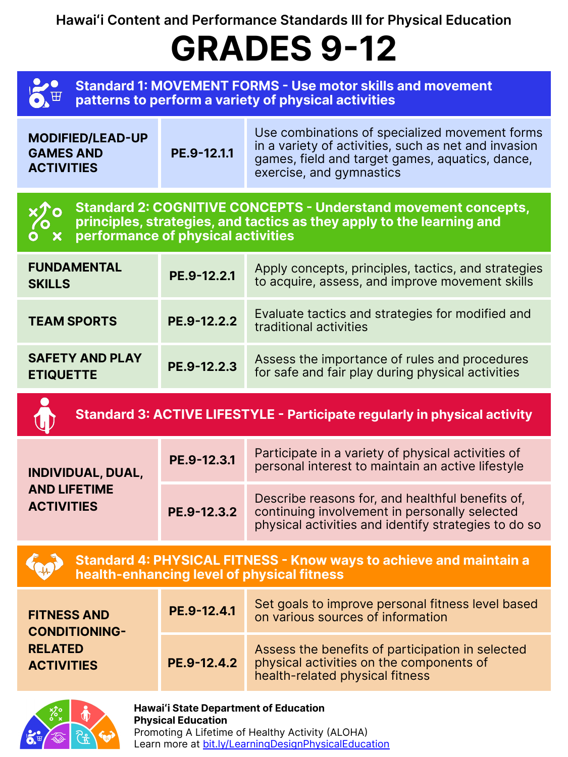Hawaiʻi Content and Performance Standards III for Physical Education

# GRADES 9-12

## Standard 1: MOVEMENT FORMS - Use motor skills and movement patterns to perform a variety of physical activities

| | | |
|---|---|---|
| MODIFIED/LEAD-UP GAMES AND ACTIVITIES | PE.9-12.1.1 | Use combinations of specialized movement forms in a variety of activities, such as net and invasion games, field and target games, aquatics, dance, exercise, and gymnastics |

## Standard 2: COGNITIVE CONCEPTS - Understand movement concepts, principles, strategies, and tactics as they apply to the learning and performance of physical activities

| | | |
|---|---|---|
| FUNDAMENTAL SKILLS | PE.9-12.2.1 | Apply concepts, principles, tactics, and strategies to acquire, assess, and improve movement skills |
| TEAM SPORTS | PE.9-12.2.2 | Evaluate tactics and strategies for modified and traditional activities |
| SAFETY AND PLAY ETIQUETTE | PE.9-12.2.3 | Assess the importance of rules and procedures for safe and fair play during physical activities |

## Standard 3: ACTIVE LIFESTYLE - Participate regularly in physical activity

| | | |
|---|---|---|
| INDIVIDUAL, DUAL, AND LIFETIME ACTIVITIES | PE.9-12.3.1 | Participate in a variety of physical activities of personal interest to maintain an active lifestyle |
| | PE.9-12.3.2 | Describe reasons for, and healthful benefits of, continuing involvement in personally selected physical activities and identify strategies to do so |

## Standard 4: PHYSICAL FITNESS - Know ways to achieve and maintain a health-enhancing level of physical fitness

| | | |
|---|---|---|
| FITNESS AND CONDITIONING-RELATED ACTIVITIES | PE.9-12.4.1 | Set goals to improve personal fitness level based on various sources of information |
| | PE.9-12.4.2 | Assess the benefits of participation in selected physical activities on the components of health-related physical fitness |

**Hawaiʻi State Department of Education**
**Physical Education**
Promoting A Lifetime of Healthy Activity (ALOHA)
Learn more at bit.ly/LearningDesignPhysicalEducation